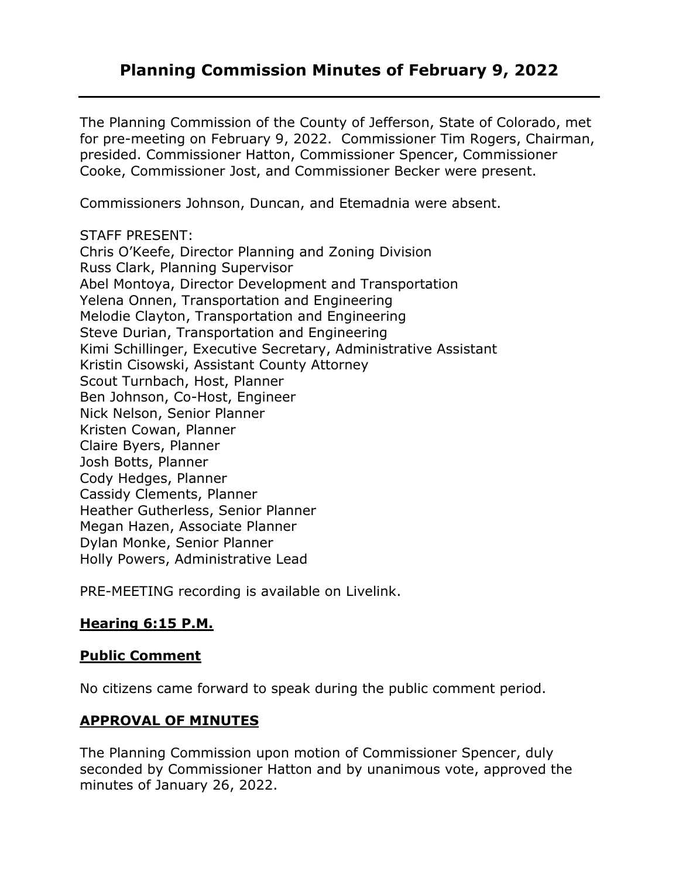# Planning Commission Minutes of February 9, 2022

The Planning Commission of the County of Jefferson, State of Colorado, met for pre-meeting on February 9, 2022. Commissioner Tim Rogers, Chairman, presided. Commissioner Hatton, Commissioner Spencer, Commissioner Cooke, Commissioner Jost, and Commissioner Becker were present.

Commissioners Johnson, Duncan, and Etemadnia were absent.

STAFF PRESENT:
Chris O'Keefe, Director Planning and Zoning Division
Russ Clark, Planning Supervisor
Abel Montoya, Director Development and Transportation
Yelena Onnen, Transportation and Engineering
Melodie Clayton, Transportation and Engineering
Steve Durian, Transportation and Engineering
Kimi Schillinger, Executive Secretary, Administrative Assistant
Kristin Cisowski, Assistant County Attorney
Scout Turnbach, Host, Planner
Ben Johnson, Co-Host, Engineer
Nick Nelson, Senior Planner
Kristen Cowan, Planner
Claire Byers, Planner
Josh Botts, Planner
Cody Hedges, Planner
Cassidy Clements, Planner
Heather Gutherless, Senior Planner
Megan Hazen, Associate Planner
Dylan Monke, Senior Planner
Holly Powers, Administrative Lead

PRE-MEETING recording is available on Livelink.

## Hearing 6:15 P.M.

## Public Comment

No citizens came forward to speak during the public comment period.

## APPROVAL OF MINUTES

The Planning Commission upon motion of Commissioner Spencer, duly seconded by Commissioner Hatton and by unanimous vote, approved the minutes of January 26, 2022.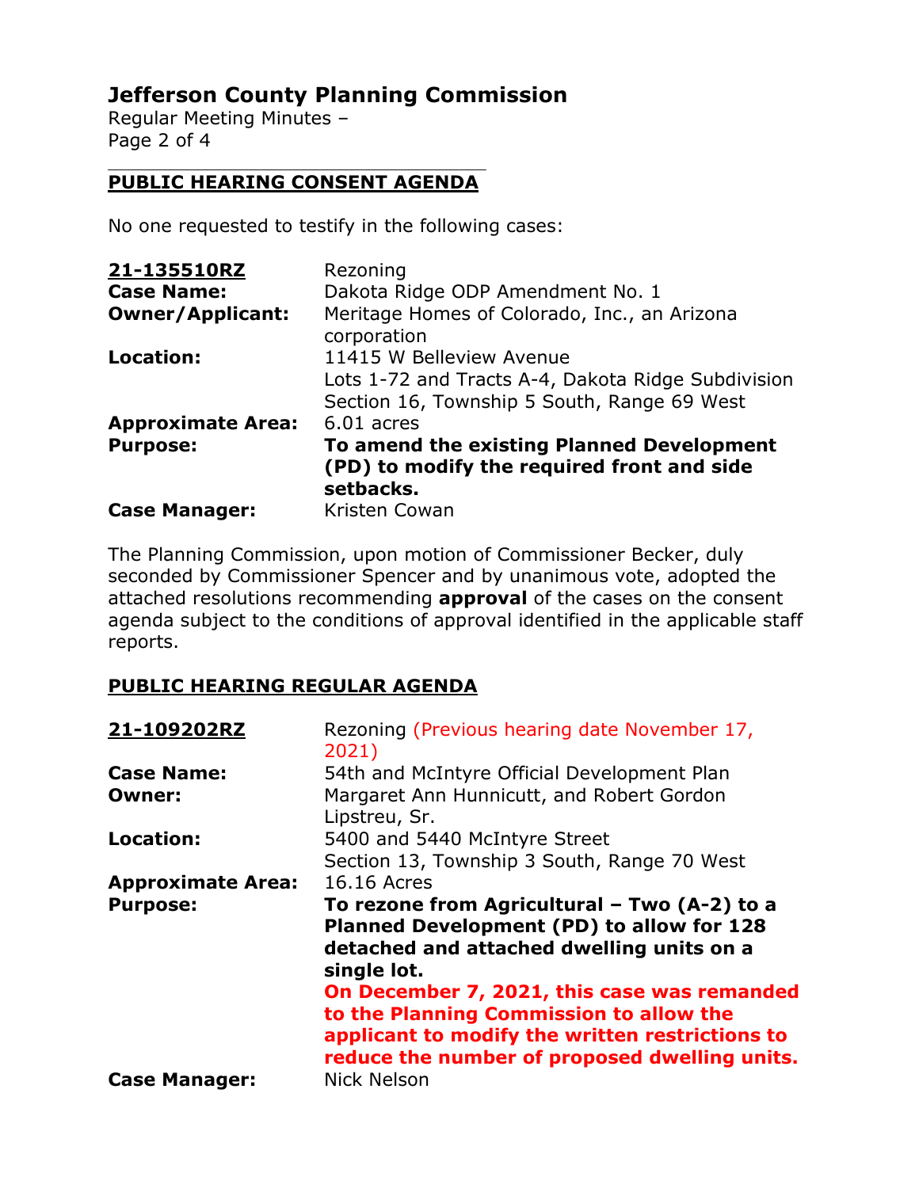## PUBLIC HEARING CONSENT AGENDA

No one requested to testify in the following cases:

| | |
|---|---|
| **21-135510RZ** | Rezoning |
| **Case Name:** | Dakota Ridge ODP Amendment No. 1 |
| **Owner/Applicant:** | Meritage Homes of Colorado, Inc., an Arizona corporation |
| **Location:** | 11415 W Belleview Avenue<br>Lots 1-72 and Tracts A-4, Dakota Ridge Subdivision<br>Section 16, Township 5 South, Range 69 West |
| **Approximate Area:** | 6.01 acres |
| **Purpose:** | **To amend the existing Planned Development (PD) to modify the required front and side setbacks.** |
| **Case Manager:** | Kristen Cowan |

The Planning Commission, upon motion of Commissioner Becker, duly seconded by Commissioner Spencer and by unanimous vote, adopted the attached resolutions recommending **approval** of the cases on the consent agenda subject to the conditions of approval identified in the applicable staff reports.

## PUBLIC HEARING REGULAR AGENDA

| | |
|---|---|
| **21-109202RZ** | Rezoning (Previous hearing date November 17, 2021) |
| **Case Name:** | 54th and McIntyre Official Development Plan |
| **Owner:** | Margaret Ann Hunnicutt, and Robert Gordon Lipstreu, Sr. |
| **Location:** | 5400 and 5440 McIntyre Street<br>Section 13, Township 3 South, Range 70 West |
| **Approximate Area:** | 16.16 Acres |
| **Purpose:** | **To rezone from Agricultural – Two (A-2) to a Planned Development (PD) to allow for 128 detached and attached dwelling units on a single lot.**<br>**On December 7, 2021, this case was remanded to the Planning Commission to allow the applicant to modify the written restrictions to reduce the number of proposed dwelling units.** |
| **Case Manager:** | Nick Nelson |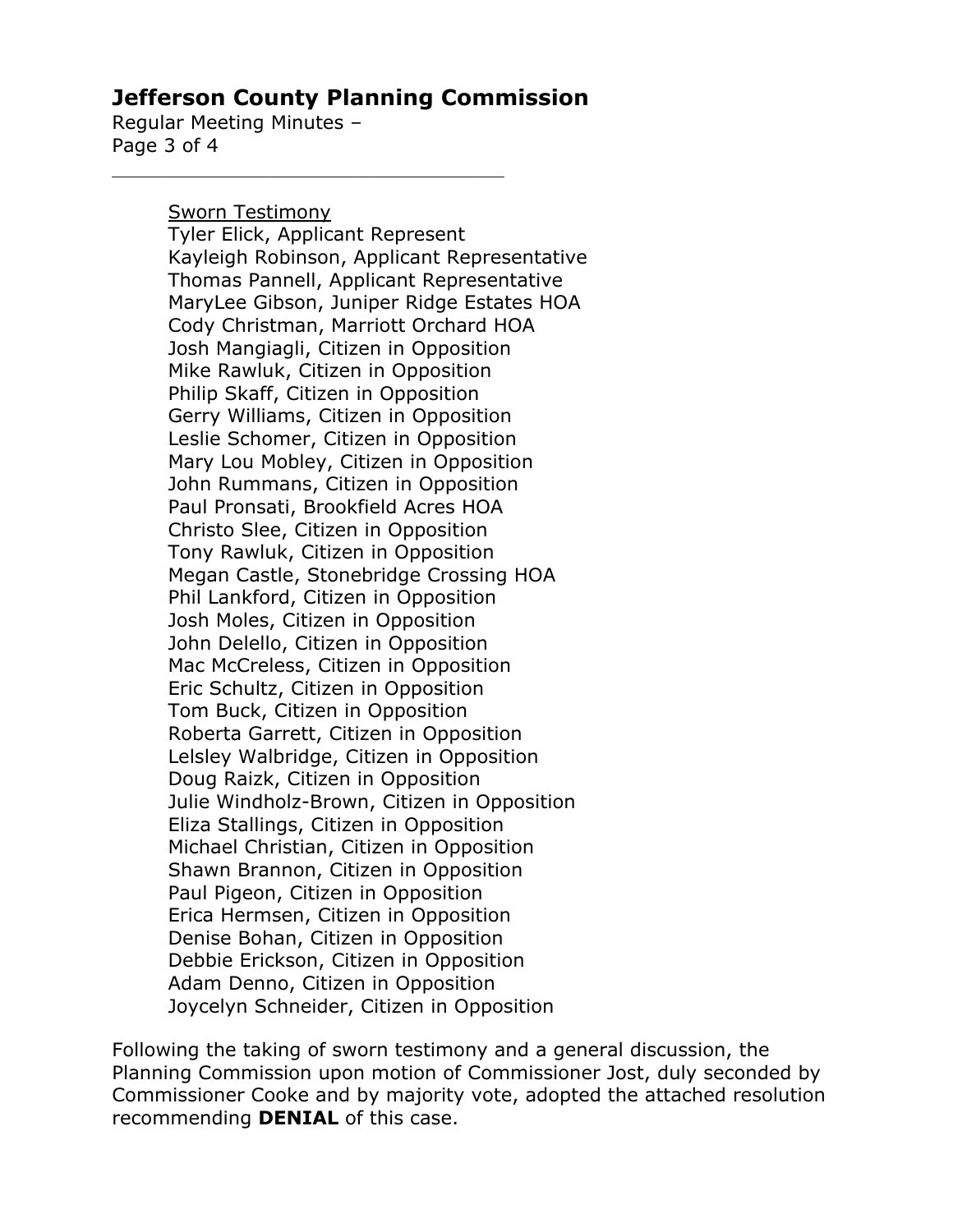Sworn Testimony

Tyler Elick, Applicant Represent
Kayleigh Robinson, Applicant Representative
Thomas Pannell, Applicant Representative
MaryLee Gibson, Juniper Ridge Estates HOA
Cody Christman, Marriott Orchard HOA
Josh Mangiagli, Citizen in Opposition
Mike Rawluk, Citizen in Opposition
Philip Skaff, Citizen in Opposition
Gerry Williams, Citizen in Opposition
Leslie Schomer, Citizen in Opposition
Mary Lou Mobley, Citizen in Opposition
John Rummans, Citizen in Opposition
Paul Pronsati, Brookfield Acres HOA
Christo Slee, Citizen in Opposition
Tony Rawluk, Citizen in Opposition
Megan Castle, Stonebridge Crossing HOA
Phil Lankford, Citizen in Opposition
Josh Moles, Citizen in Opposition
John Delello, Citizen in Opposition
Mac McCreless, Citizen in Opposition
Eric Schultz, Citizen in Opposition
Tom Buck, Citizen in Opposition
Roberta Garrett, Citizen in Opposition
Lelsley Walbridge, Citizen in Opposition
Doug Raizk, Citizen in Opposition
Julie Windholz-Brown, Citizen in Opposition
Eliza Stallings, Citizen in Opposition
Michael Christian, Citizen in Opposition
Shawn Brannon, Citizen in Opposition
Paul Pigeon, Citizen in Opposition
Erica Hermsen, Citizen in Opposition
Denise Bohan, Citizen in Opposition
Debbie Erickson, Citizen in Opposition
Adam Denno, Citizen in Opposition
Joycelyn Schneider, Citizen in Opposition

Following the taking of sworn testimony and a general discussion, the Planning Commission upon motion of Commissioner Jost, duly seconded by Commissioner Cooke and by majority vote, adopted the attached resolution recommending **DENIAL** of this case.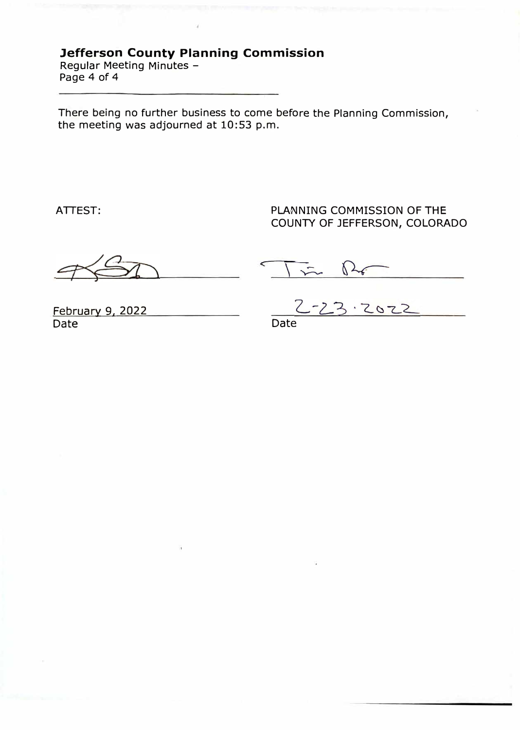**Jefferson County Planning Commission**
Regular Meeting Minutes –
Page 4 of 4

There being no further business to come before the Planning Commission, the meeting was adjourned at 10:53 p.m.

| ATTEST: | PLANNING COMMISSION OF THE COUNTY OF JEFFERSON, COLORADO |
| --- | --- |
| [signature] | [signature] |
| February 9, 2022 | 2-23-2022 |
| Date | Date |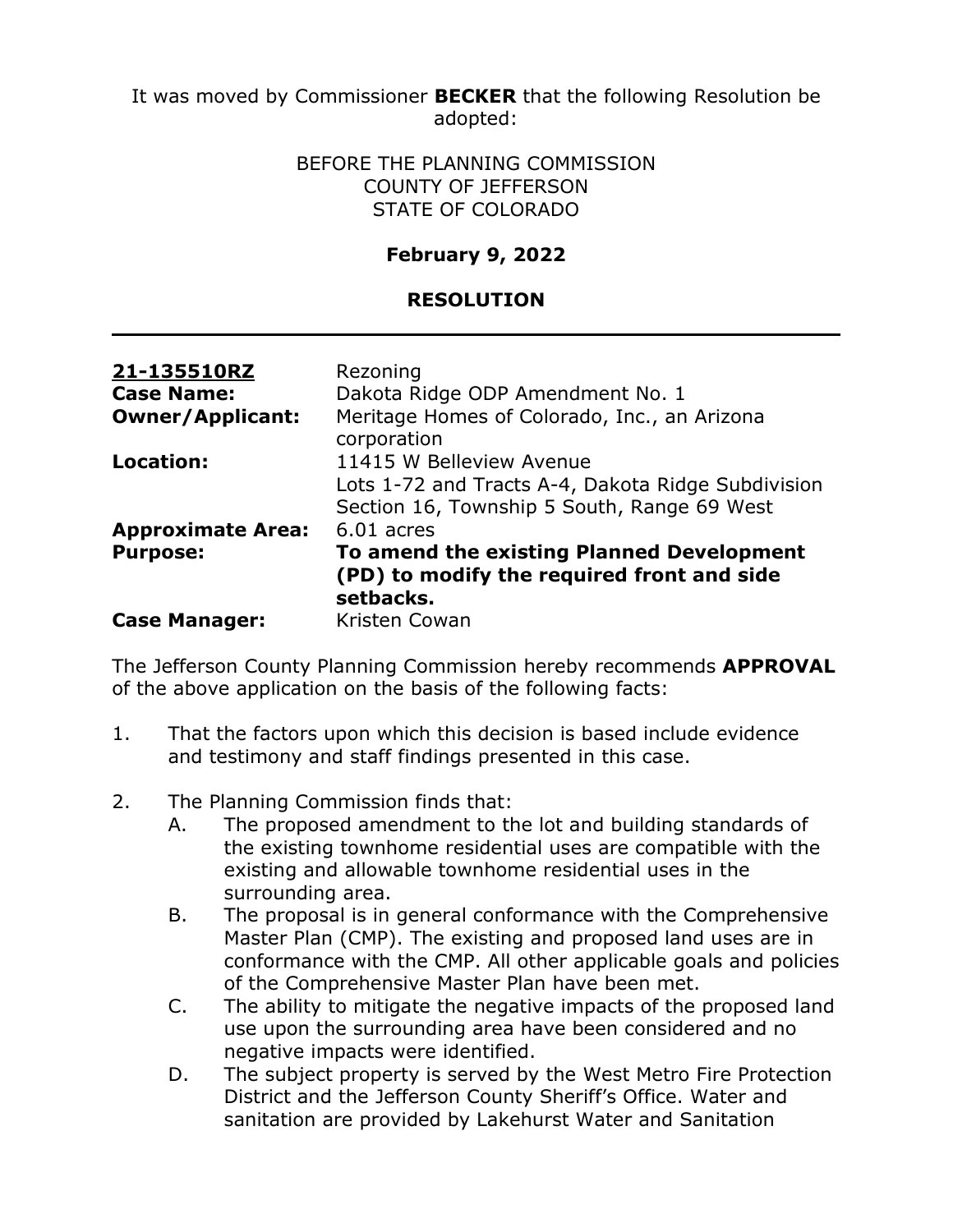It was moved by Commissioner **BECKER** that the following Resolution be adopted:

BEFORE THE PLANNING COMMISSION
COUNTY OF JEFFERSON
STATE OF COLORADO

**February 9, 2022**

**RESOLUTION**

---

| | |
|---|---|
| **21-135510RZ** | Rezoning |
| **Case Name:** | Dakota Ridge ODP Amendment No. 1 |
| **Owner/Applicant:** | Meritage Homes of Colorado, Inc., an Arizona corporation |
| **Location:** | 11415 W Belleview Avenue<br>Lots 1-72 and Tracts A-4, Dakota Ridge Subdivision<br>Section 16, Township 5 South, Range 69 West |
| **Approximate Area:** | 6.01 acres |
| **Purpose:** | **To amend the existing Planned Development (PD) to modify the required front and side setbacks.** |
| **Case Manager:** | Kristen Cowan |

The Jefferson County Planning Commission hereby recommends **APPROVAL** of the above application on the basis of the following facts:

1. That the factors upon which this decision is based include evidence and testimony and staff findings presented in this case.

2. The Planning Commission finds that:
   A. The proposed amendment to the lot and building standards of the existing townhome residential uses are compatible with the existing and allowable townhome residential uses in the surrounding area.
   B. The proposal is in general conformance with the Comprehensive Master Plan (CMP). The existing and proposed land uses are in conformance with the CMP. All other applicable goals and policies of the Comprehensive Master Plan have been met.
   C. The ability to mitigate the negative impacts of the proposed land use upon the surrounding area have been considered and no negative impacts were identified.
   D. The subject property is served by the West Metro Fire Protection District and the Jefferson County Sheriff's Office. Water and sanitation are provided by Lakehurst Water and Sanitation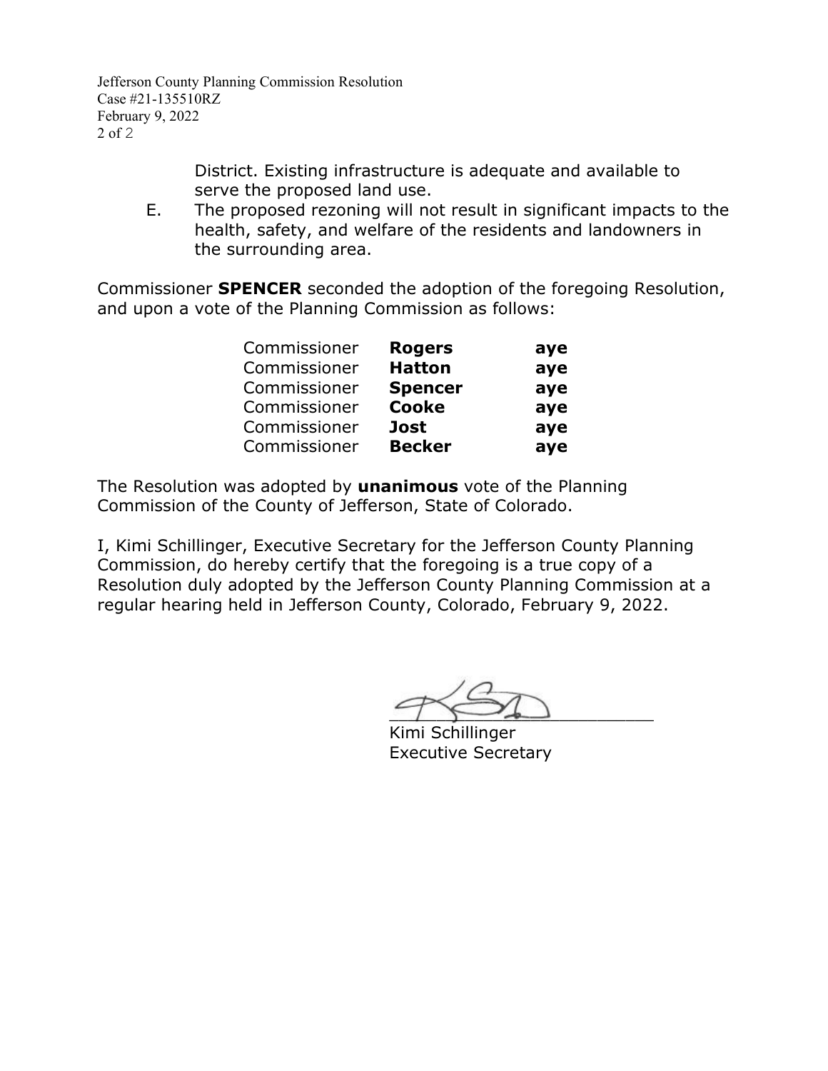District. Existing infrastructure is adequate and available to serve the proposed land use.

E. The proposed rezoning will not result in significant impacts to the health, safety, and welfare of the residents and landowners in the surrounding area.

Commissioner **SPENCER** seconded the adoption of the foregoing Resolution, and upon a vote of the Planning Commission as follows:

| | | |
|---|---|---|
| Commissioner | **Rogers** | **aye** |
| Commissioner | **Hatton** | **aye** |
| Commissioner | **Spencer** | **aye** |
| Commissioner | **Cooke** | **aye** |
| Commissioner | **Jost** | **aye** |
| Commissioner | **Becker** | **aye** |

The Resolution was adopted by **unanimous** vote of the Planning Commission of the County of Jefferson, State of Colorado.

I, Kimi Schillinger, Executive Secretary for the Jefferson County Planning Commission, do hereby certify that the foregoing is a true copy of a Resolution duly adopted by the Jefferson County Planning Commission at a regular hearing held in Jefferson County, Colorado, February 9, 2022.

Kimi Schillinger
Executive Secretary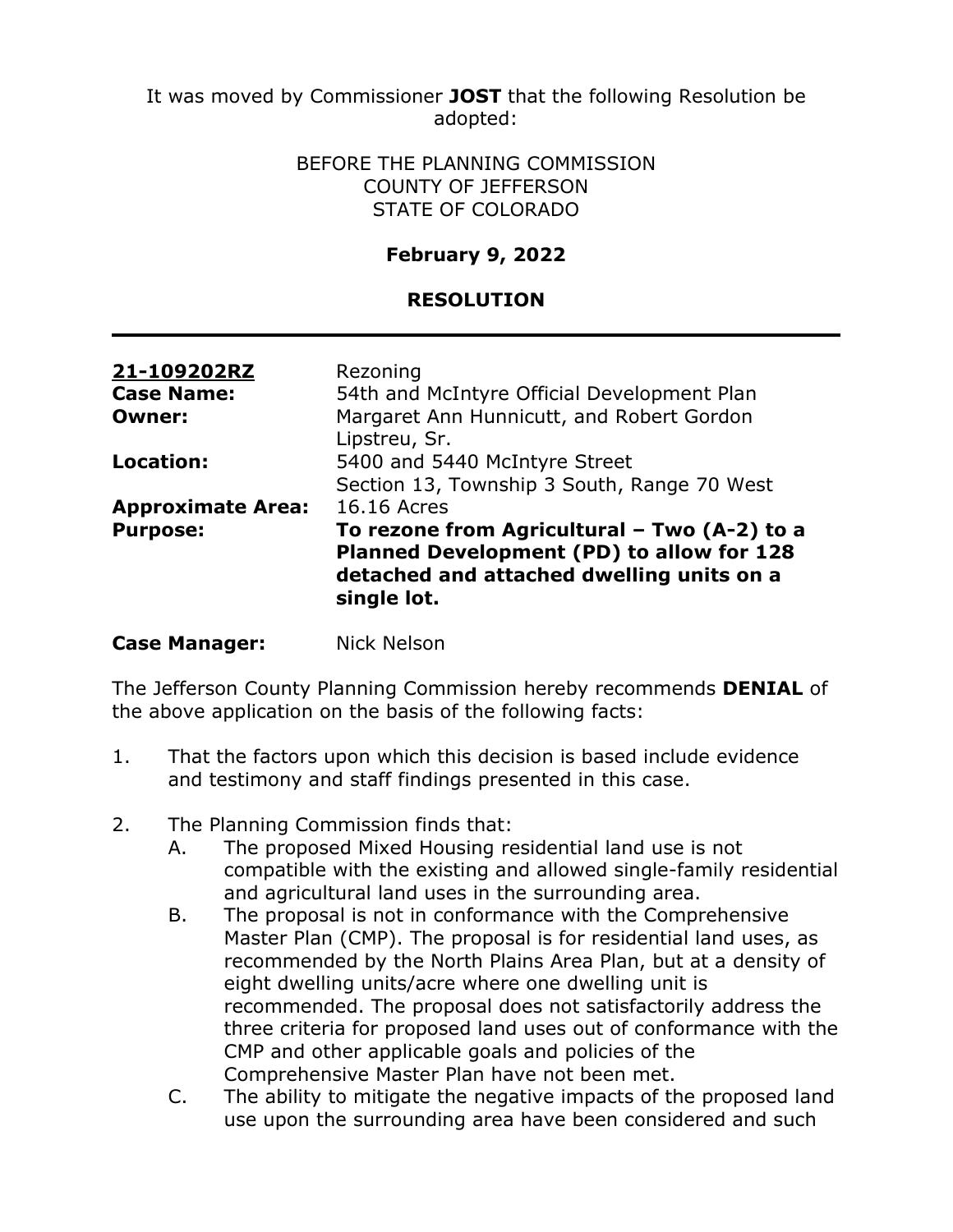It was moved by Commissioner **JOST** that the following Resolution be adopted:

BEFORE THE PLANNING COMMISSION
COUNTY OF JEFFERSON
STATE OF COLORADO

**February 9, 2022**

**RESOLUTION**

---

| | |
|---|---|
| **21-109202RZ** | Rezoning |
| **Case Name:** | 54th and McIntyre Official Development Plan |
| **Owner:** | Margaret Ann Hunnicutt, and Robert Gordon Lipstreu, Sr. |
| **Location:** | 5400 and 5440 McIntyre Street<br>Section 13, Township 3 South, Range 70 West |
| **Approximate Area:** | 16.16 Acres |
| **Purpose:** | **To rezone from Agricultural – Two (A-2) to a Planned Development (PD) to allow for 128 detached and attached dwelling units on a single lot.** |
| **Case Manager:** | Nick Nelson |

The Jefferson County Planning Commission hereby recommends **DENIAL** of the above application on the basis of the following facts:

1. That the factors upon which this decision is based include evidence and testimony and staff findings presented in this case.

2. The Planning Commission finds that:
   A. The proposed Mixed Housing residential land use is not compatible with the existing and allowed single-family residential and agricultural land uses in the surrounding area.
   B. The proposal is not in conformance with the Comprehensive Master Plan (CMP). The proposal is for residential land uses, as recommended by the North Plains Area Plan, but at a density of eight dwelling units/acre where one dwelling unit is recommended. The proposal does not satisfactorily address the three criteria for proposed land uses out of conformance with the CMP and other applicable goals and policies of the Comprehensive Master Plan have not been met.
   C. The ability to mitigate the negative impacts of the proposed land use upon the surrounding area have been considered and such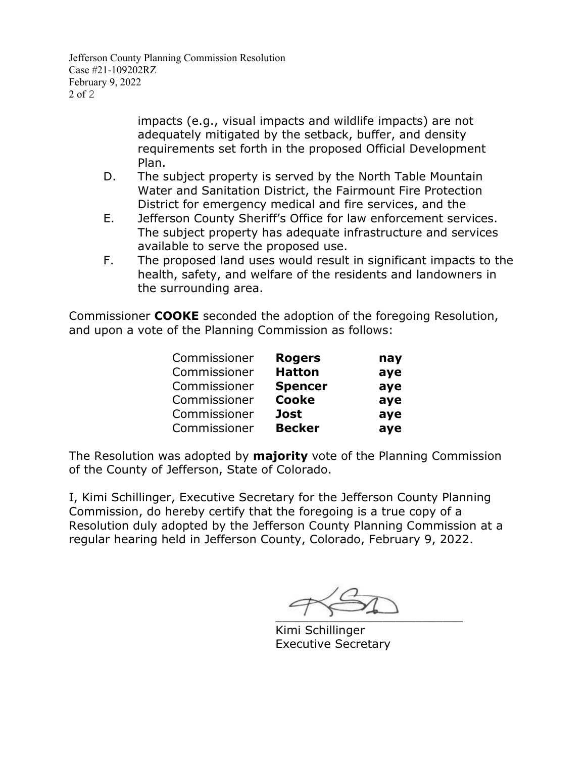impacts (e.g., visual impacts and wildlife impacts) are not adequately mitigated by the setback, buffer, and density requirements set forth in the proposed Official Development Plan.

D. The subject property is served by the North Table Mountain Water and Sanitation District, the Fairmount Fire Protection District for emergency medical and fire services, and the

E. Jefferson County Sheriff's Office for law enforcement services. The subject property has adequate infrastructure and services available to serve the proposed use.

F. The proposed land uses would result in significant impacts to the health, safety, and welfare of the residents and landowners in the surrounding area.

Commissioner **COOKE** seconded the adoption of the foregoing Resolution, and upon a vote of the Planning Commission as follows:

| | | |
|---|---|---|
| Commissioner | **Rogers** | **nay** |
| Commissioner | **Hatton** | **aye** |
| Commissioner | **Spencer** | **aye** |
| Commissioner | **Cooke** | **aye** |
| Commissioner | **Jost** | **aye** |
| Commissioner | **Becker** | **aye** |

The Resolution was adopted by **majority** vote of the Planning Commission of the County of Jefferson, State of Colorado.

I, Kimi Schillinger, Executive Secretary for the Jefferson County Planning Commission, do hereby certify that the foregoing is a true copy of a Resolution duly adopted by the Jefferson County Planning Commission at a regular hearing held in Jefferson County, Colorado, February 9, 2022.

Kimi Schillinger
Executive Secretary